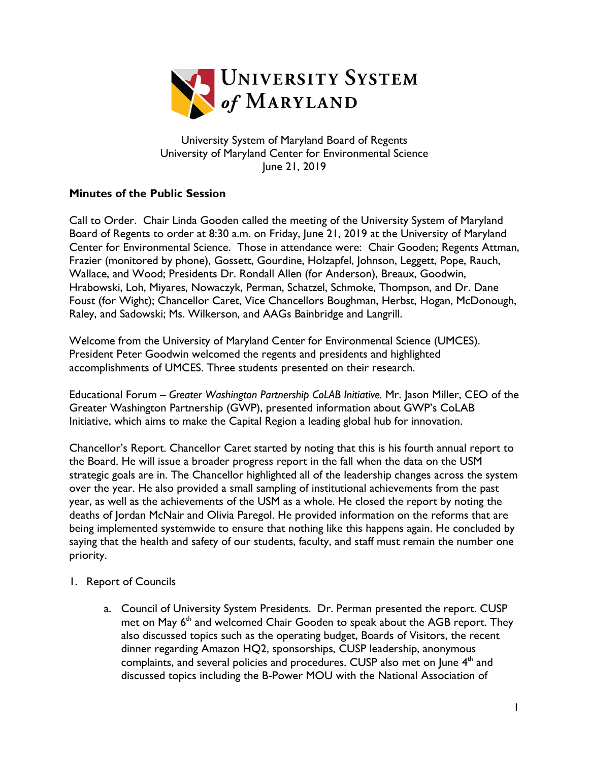University System of Maryland Board of Regents
University of Maryland Center for Environmental Science
June 21, 2019

**Minutes of the Public Session**

Call to Order. Chair Linda Gooden called the meeting of the University System of Maryland Board of Regents to order at 8:30 a.m. on Friday, June 21, 2019 at the University of Maryland Center for Environmental Science. Those in attendance were: Chair Gooden; Regents Attman, Frazier (monitored by phone), Gossett, Gourdine, Holzapfel, Johnson, Leggett, Pope, Rauch, Wallace, and Wood; Presidents Dr. Rondall Allen (for Anderson), Breaux, Goodwin, Hrabowski, Loh, Miyares, Nowaczyk, Perman, Schatzel, Schmoke, Thompson, and Dr. Dane Foust (for Wight); Chancellor Caret, Vice Chancellors Boughman, Herbst, Hogan, McDonough, Raley, and Sadowski; Ms. Wilkerson, and AAGs Bainbridge and Langrill.

Welcome from the University of Maryland Center for Environmental Science (UMCES). President Peter Goodwin welcomed the regents and presidents and highlighted accomplishments of UMCES. Three students presented on their research.

Educational Forum – *Greater Washington Partnership CoLAB Initiative.* Mr. Jason Miller, CEO of the Greater Washington Partnership (GWP), presented information about GWP's CoLAB Initiative, which aims to make the Capital Region a leading global hub for innovation.

Chancellor's Report. Chancellor Caret started by noting that this is his fourth annual report to the Board. He will issue a broader progress report in the fall when the data on the USM strategic goals are in. The Chancellor highlighted all of the leadership changes across the system over the year. He also provided a small sampling of institutional achievements from the past year, as well as the achievements of the USM as a whole. He closed the report by noting the deaths of Jordan McNair and Olivia Paregol. He provided information on the reforms that are being implemented systemwide to ensure that nothing like this happens again. He concluded by saying that the health and safety of our students, faculty, and staff must remain the number one priority.

1. Report of Councils

    a. Council of University System Presidents. Dr. Perman presented the report. CUSP met on May 6th and welcomed Chair Gooden to speak about the AGB report. They also discussed topics such as the operating budget, Boards of Visitors, the recent dinner regarding Amazon HQ2, sponsorships, CUSP leadership, anonymous complaints, and several policies and procedures. CUSP also met on June 4th and discussed topics including the B-Power MOU with the National Association of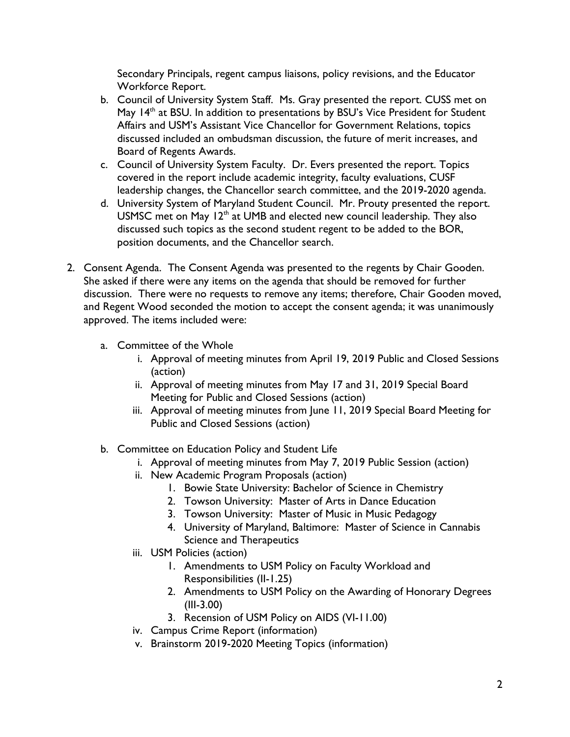Secondary Principals, regent campus liaisons, policy revisions, and the Educator Workforce Report.

  b. Council of University System Staff. Ms. Gray presented the report. CUSS met on May 14th at BSU. In addition to presentations by BSU's Vice President for Student Affairs and USM's Assistant Vice Chancellor for Government Relations, topics discussed included an ombudsman discussion, the future of merit increases, and Board of Regents Awards.
  c. Council of University System Faculty. Dr. Evers presented the report. Topics covered in the report include academic integrity, faculty evaluations, CUSF leadership changes, the Chancellor search committee, and the 2019-2020 agenda.
  d. University System of Maryland Student Council. Mr. Prouty presented the report. USMSC met on May 12th at UMB and elected new council leadership. They also discussed such topics as the second student regent to be added to the BOR, position documents, and the Chancellor search.

2. Consent Agenda. The Consent Agenda was presented to the regents by Chair Gooden. She asked if there were any items on the agenda that should be removed for further discussion. There were no requests to remove any items; therefore, Chair Gooden moved, and Regent Wood seconded the motion to accept the consent agenda; it was unanimously approved. The items included were:

   a. Committee of the Whole
      i. Approval of meeting minutes from April 19, 2019 Public and Closed Sessions (action)
      ii. Approval of meeting minutes from May 17 and 31, 2019 Special Board Meeting for Public and Closed Sessions (action)
      iii. Approval of meeting minutes from June 11, 2019 Special Board Meeting for Public and Closed Sessions (action)

   b. Committee on Education Policy and Student Life
      i. Approval of meeting minutes from May 7, 2019 Public Session (action)
      ii. New Academic Program Proposals (action)
         1. Bowie State University: Bachelor of Science in Chemistry
         2. Towson University: Master of Arts in Dance Education
         3. Towson University: Master of Music in Music Pedagogy
         4. University of Maryland, Baltimore: Master of Science in Cannabis Science and Therapeutics
      iii. USM Policies (action)
         1. Amendments to USM Policy on Faculty Workload and Responsibilities (II-1.25)
         2. Amendments to USM Policy on the Awarding of Honorary Degrees (III-3.00)
         3. Recension of USM Policy on AIDS (VI-11.00)
      iv. Campus Crime Report (information)
      v. Brainstorm 2019-2020 Meeting Topics (information)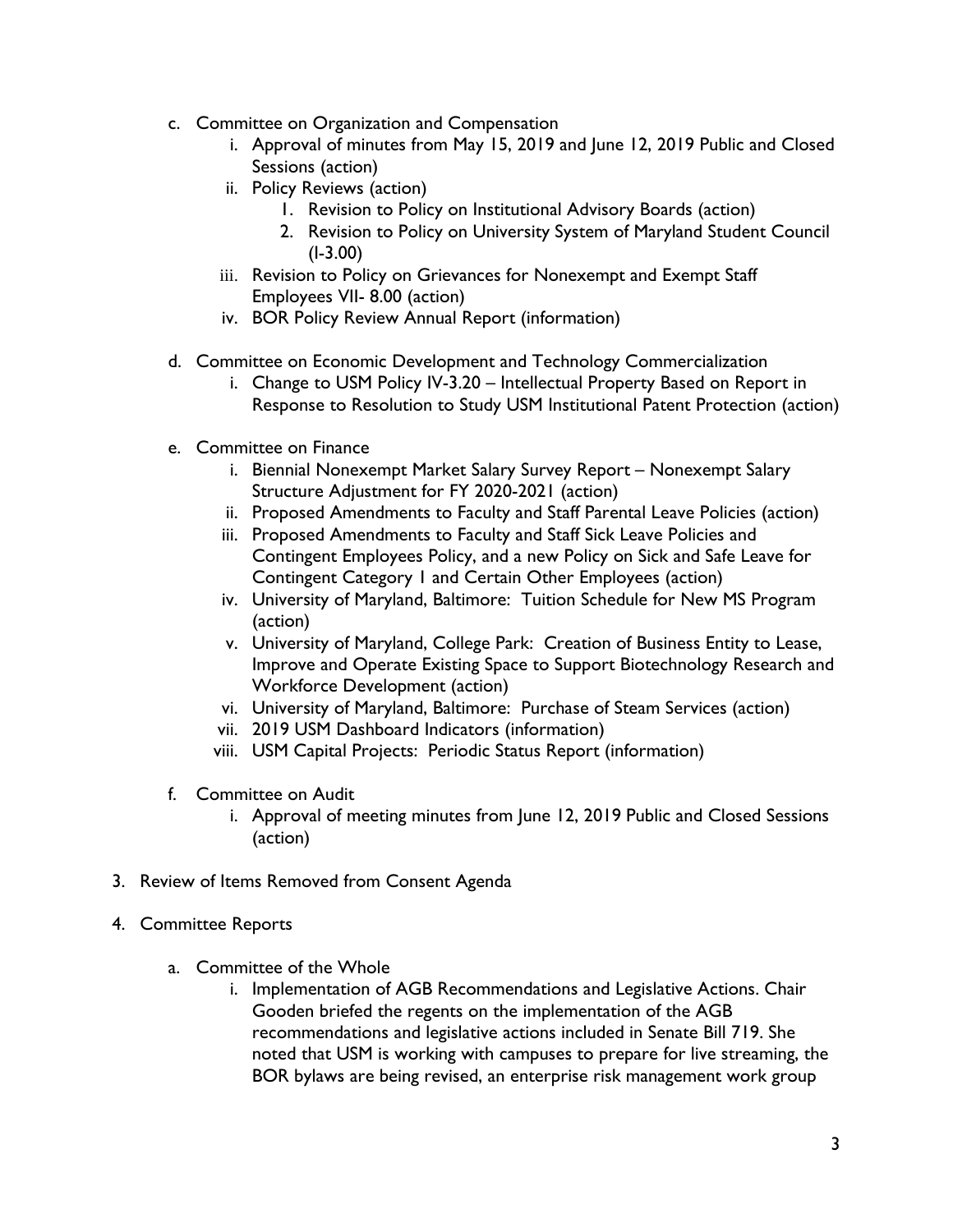c. Committee on Organization and Compensation
   i. Approval of minutes from May 15, 2019 and June 12, 2019 Public and Closed Sessions (action)
   ii. Policy Reviews (action)
      1. Revision to Policy on Institutional Advisory Boards (action)
      2. Revision to Policy on University System of Maryland Student Council (I-3.00)
   iii. Revision to Policy on Grievances for Nonexempt and Exempt Staff Employees VII- 8.00 (action)
   iv. BOR Policy Review Annual Report (information)

d. Committee on Economic Development and Technology Commercialization
   i. Change to USM Policy IV-3.20 – Intellectual Property Based on Report in Response to Resolution to Study USM Institutional Patent Protection (action)

e. Committee on Finance
   i. Biennial Nonexempt Market Salary Survey Report – Nonexempt Salary Structure Adjustment for FY 2020-2021 (action)
   ii. Proposed Amendments to Faculty and Staff Parental Leave Policies (action)
   iii. Proposed Amendments to Faculty and Staff Sick Leave Policies and Contingent Employees Policy, and a new Policy on Sick and Safe Leave for Contingent Category 1 and Certain Other Employees (action)
   iv. University of Maryland, Baltimore: Tuition Schedule for New MS Program (action)
   v. University of Maryland, College Park: Creation of Business Entity to Lease, Improve and Operate Existing Space to Support Biotechnology Research and Workforce Development (action)
   vi. University of Maryland, Baltimore: Purchase of Steam Services (action)
   vii. 2019 USM Dashboard Indicators (information)
   viii. USM Capital Projects: Periodic Status Report (information)

f. Committee on Audit
   i. Approval of meeting minutes from June 12, 2019 Public and Closed Sessions (action)

3. Review of Items Removed from Consent Agenda

4. Committee Reports

   a. Committee of the Whole
      i. Implementation of AGB Recommendations and Legislative Actions. Chair Gooden briefed the regents on the implementation of the AGB recommendations and legislative actions included in Senate Bill 719. She noted that USM is working with campuses to prepare for live streaming, the BOR bylaws are being revised, an enterprise risk management work group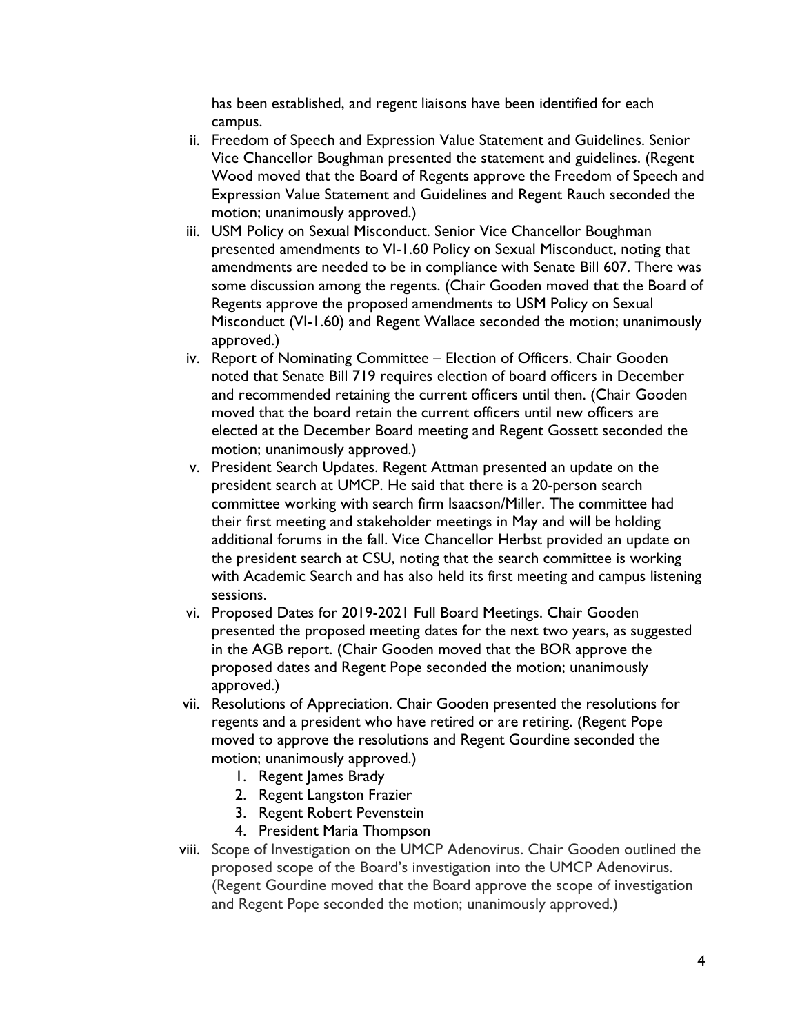has been established, and regent liaisons have been identified for each campus.

ii. Freedom of Speech and Expression Value Statement and Guidelines. Senior Vice Chancellor Boughman presented the statement and guidelines. (Regent Wood moved that the Board of Regents approve the Freedom of Speech and Expression Value Statement and Guidelines and Regent Rauch seconded the motion; unanimously approved.)

iii. USM Policy on Sexual Misconduct. Senior Vice Chancellor Boughman presented amendments to VI-1.60 Policy on Sexual Misconduct, noting that amendments are needed to be in compliance with Senate Bill 607. There was some discussion among the regents. (Chair Gooden moved that the Board of Regents approve the proposed amendments to USM Policy on Sexual Misconduct (VI-1.60) and Regent Wallace seconded the motion; unanimously approved.)

iv. Report of Nominating Committee – Election of Officers. Chair Gooden noted that Senate Bill 719 requires election of board officers in December and recommended retaining the current officers until then. (Chair Gooden moved that the board retain the current officers until new officers are elected at the December Board meeting and Regent Gossett seconded the motion; unanimously approved.)

v. President Search Updates. Regent Attman presented an update on the president search at UMCP. He said that there is a 20-person search committee working with search firm Isaacson/Miller. The committee had their first meeting and stakeholder meetings in May and will be holding additional forums in the fall. Vice Chancellor Herbst provided an update on the president search at CSU, noting that the search committee is working with Academic Search and has also held its first meeting and campus listening sessions.

vi. Proposed Dates for 2019-2021 Full Board Meetings. Chair Gooden presented the proposed meeting dates for the next two years, as suggested in the AGB report. (Chair Gooden moved that the BOR approve the proposed dates and Regent Pope seconded the motion; unanimously approved.)

vii. Resolutions of Appreciation. Chair Gooden presented the resolutions for regents and a president who have retired or are retiring. (Regent Pope moved to approve the resolutions and Regent Gourdine seconded the motion; unanimously approved.)
   1. Regent James Brady
   2. Regent Langston Frazier
   3. Regent Robert Pevenstein
   4. President Maria Thompson

viii. Scope of Investigation on the UMCP Adenovirus. Chair Gooden outlined the proposed scope of the Board's investigation into the UMCP Adenovirus. (Regent Gourdine moved that the Board approve the scope of investigation and Regent Pope seconded the motion; unanimously approved.)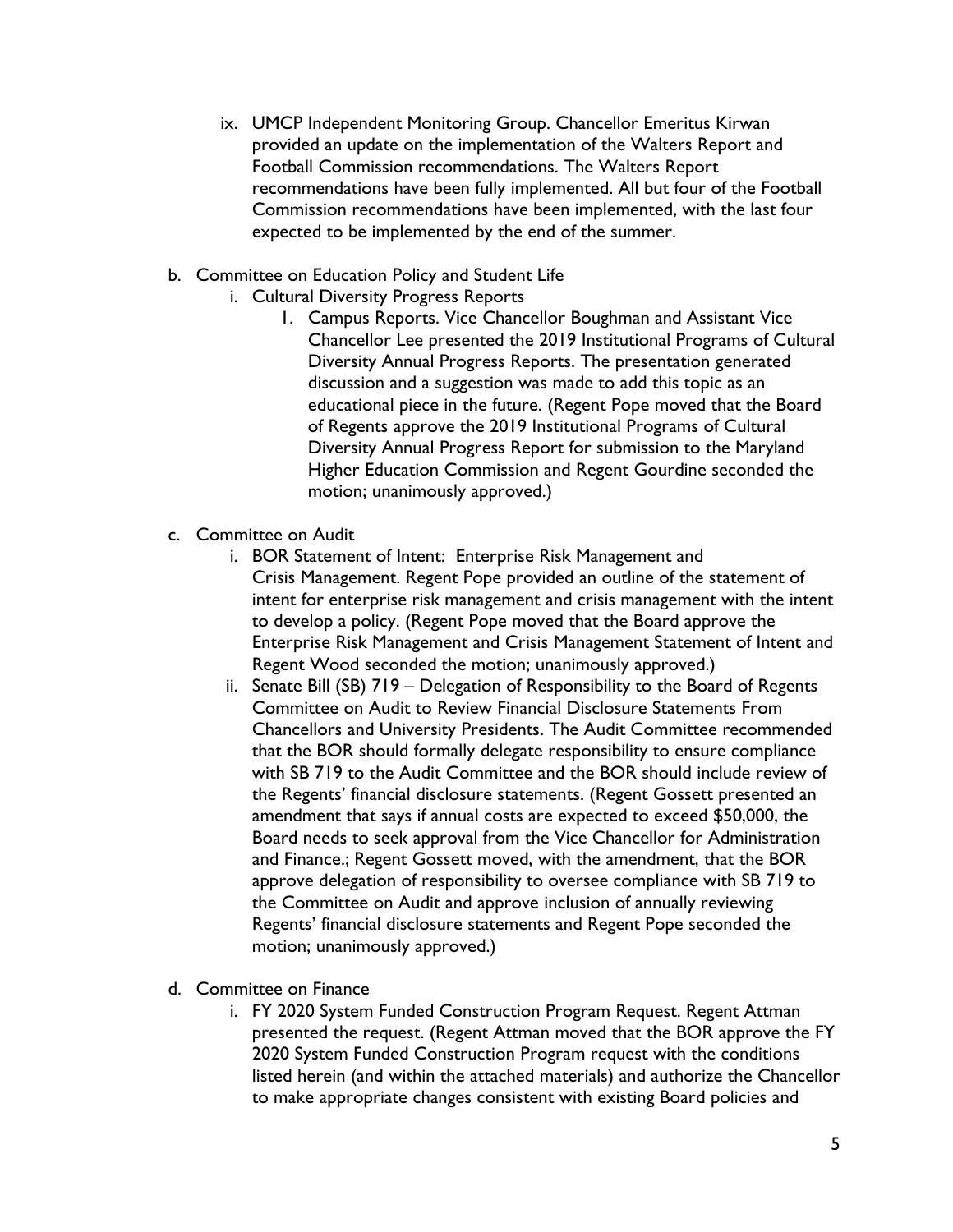ix. UMCP Independent Monitoring Group. Chancellor Emeritus Kirwan provided an update on the implementation of the Walters Report and Football Commission recommendations. The Walters Report recommendations have been fully implemented. All but four of the Football Commission recommendations have been implemented, with the last four expected to be implemented by the end of the summer.

b. Committee on Education Policy and Student Life
   i. Cultural Diversity Progress Reports
      1. Campus Reports. Vice Chancellor Boughman and Assistant Vice Chancellor Lee presented the 2019 Institutional Programs of Cultural Diversity Annual Progress Reports. The presentation generated discussion and a suggestion was made to add this topic as an educational piece in the future. (Regent Pope moved that the Board of Regents approve the 2019 Institutional Programs of Cultural Diversity Annual Progress Report for submission to the Maryland Higher Education Commission and Regent Gourdine seconded the motion; unanimously approved.)

c. Committee on Audit
   i. BOR Statement of Intent: Enterprise Risk Management and Crisis Management. Regent Pope provided an outline of the statement of intent for enterprise risk management and crisis management with the intent to develop a policy. (Regent Pope moved that the Board approve the Enterprise Risk Management and Crisis Management Statement of Intent and Regent Wood seconded the motion; unanimously approved.)
   ii. Senate Bill (SB) 719 – Delegation of Responsibility to the Board of Regents Committee on Audit to Review Financial Disclosure Statements From Chancellors and University Presidents. The Audit Committee recommended that the BOR should formally delegate responsibility to ensure compliance with SB 719 to the Audit Committee and the BOR should include review of the Regents' financial disclosure statements. (Regent Gossett presented an amendment that says if annual costs are expected to exceed $50,000, the Board needs to seek approval from the Vice Chancellor for Administration and Finance.; Regent Gossett moved, with the amendment, that the BOR approve delegation of responsibility to oversee compliance with SB 719 to the Committee on Audit and approve inclusion of annually reviewing Regents' financial disclosure statements and Regent Pope seconded the motion; unanimously approved.)

d. Committee on Finance
   i. FY 2020 System Funded Construction Program Request. Regent Attman presented the request. (Regent Attman moved that the BOR approve the FY 2020 System Funded Construction Program request with the conditions listed herein (and within the attached materials) and authorize the Chancellor to make appropriate changes consistent with existing Board policies and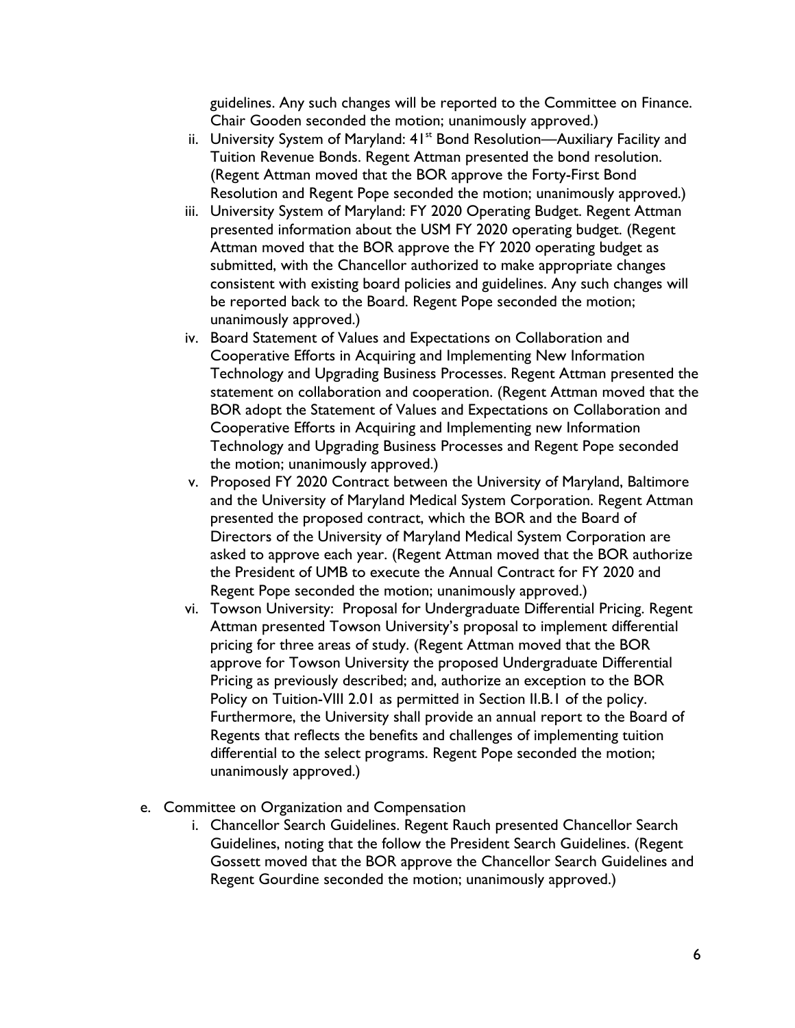guidelines. Any such changes will be reported to the Committee on Finance. Chair Gooden seconded the motion; unanimously approved.)

   ii. University System of Maryland: 41st Bond Resolution—Auxiliary Facility and Tuition Revenue Bonds. Regent Attman presented the bond resolution. (Regent Attman moved that the BOR approve the Forty-First Bond Resolution and Regent Pope seconded the motion; unanimously approved.)
   iii. University System of Maryland: FY 2020 Operating Budget. Regent Attman presented information about the USM FY 2020 operating budget. (Regent Attman moved that the BOR approve the FY 2020 operating budget as submitted, with the Chancellor authorized to make appropriate changes consistent with existing board policies and guidelines. Any such changes will be reported back to the Board. Regent Pope seconded the motion; unanimously approved.)
   iv. Board Statement of Values and Expectations on Collaboration and Cooperative Efforts in Acquiring and Implementing New Information Technology and Upgrading Business Processes. Regent Attman presented the statement on collaboration and cooperation. (Regent Attman moved that the BOR adopt the Statement of Values and Expectations on Collaboration and Cooperative Efforts in Acquiring and Implementing new Information Technology and Upgrading Business Processes and Regent Pope seconded the motion; unanimously approved.)
   v. Proposed FY 2020 Contract between the University of Maryland, Baltimore and the University of Maryland Medical System Corporation. Regent Attman presented the proposed contract, which the BOR and the Board of Directors of the University of Maryland Medical System Corporation are asked to approve each year. (Regent Attman moved that the BOR authorize the President of UMB to execute the Annual Contract for FY 2020 and Regent Pope seconded the motion; unanimously approved.)
   vi. Towson University: Proposal for Undergraduate Differential Pricing. Regent Attman presented Towson University's proposal to implement differential pricing for three areas of study. (Regent Attman moved that the BOR approve for Towson University the proposed Undergraduate Differential Pricing as previously described; and, authorize an exception to the BOR Policy on Tuition-VIII 2.01 as permitted in Section II.B.1 of the policy. Furthermore, the University shall provide an annual report to the Board of Regents that reflects the benefits and challenges of implementing tuition differential to the select programs. Regent Pope seconded the motion; unanimously approved.)

e. Committee on Organization and Compensation
   i. Chancellor Search Guidelines. Regent Rauch presented Chancellor Search Guidelines, noting that the follow the President Search Guidelines. (Regent Gossett moved that the BOR approve the Chancellor Search Guidelines and Regent Gourdine seconded the motion; unanimously approved.)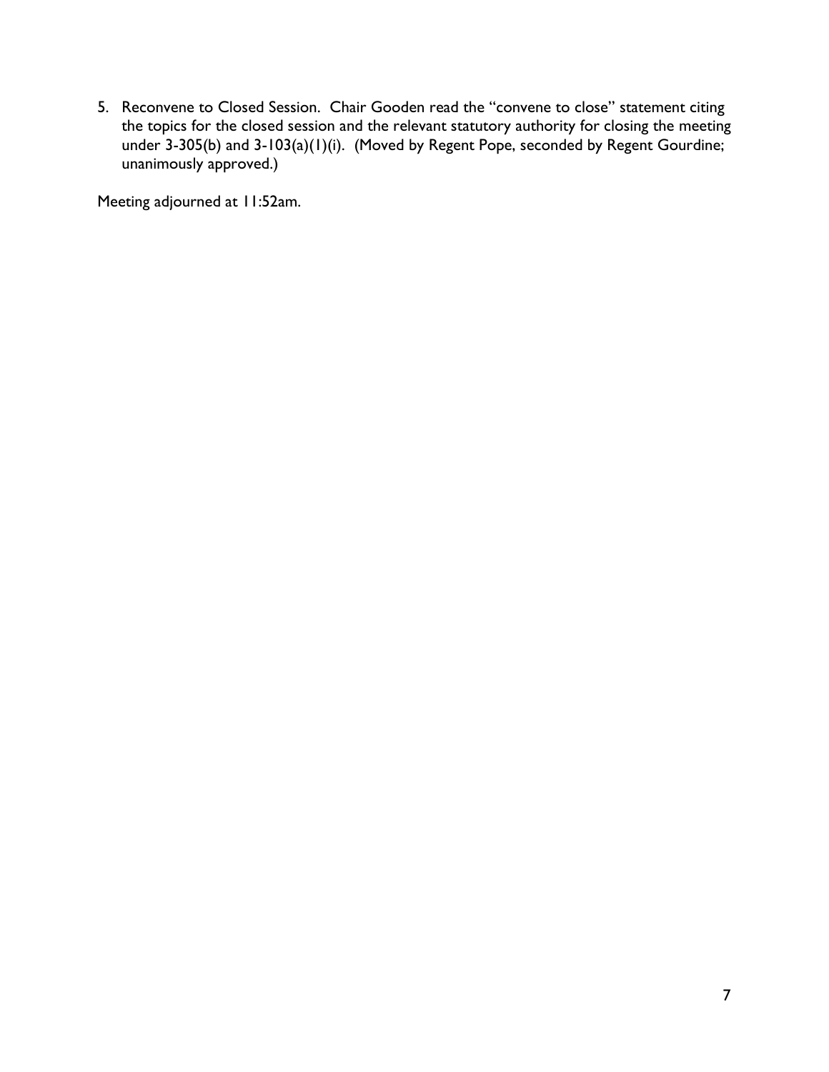5. Reconvene to Closed Session. Chair Gooden read the "convene to close" statement citing the topics for the closed session and the relevant statutory authority for closing the meeting under 3-305(b) and 3-103(a)(1)(i). (Moved by Regent Pope, seconded by Regent Gourdine; unanimously approved.)

Meeting adjourned at 11:52am.